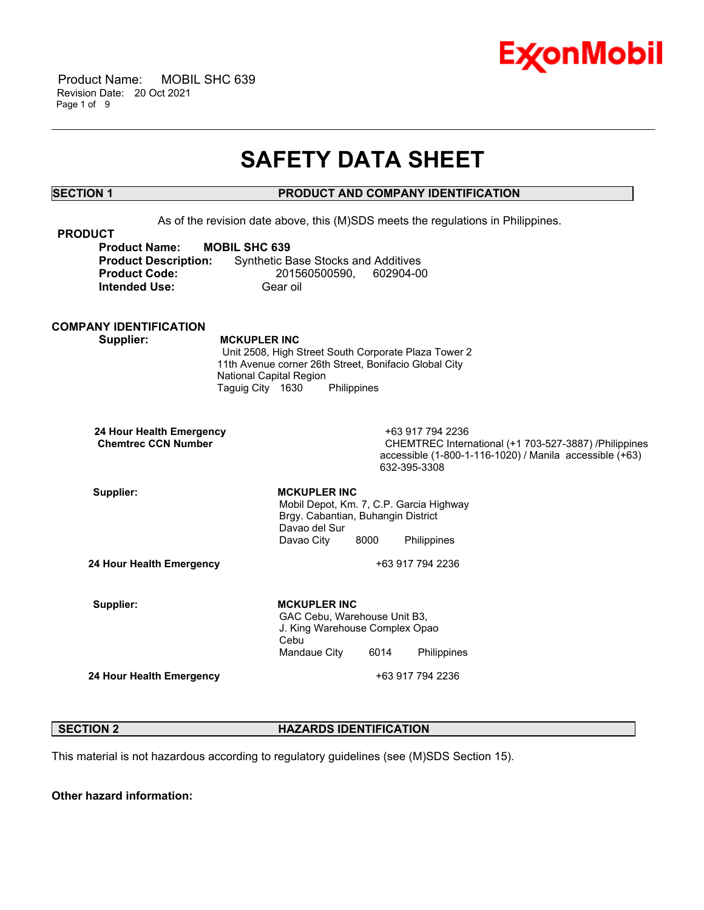# SAFETY DATA SHEET

## SECTION 1 PRODUCT AND COMPANY IDENTIFICATION

As of the revision date above, this (M)SDS meets the regulations in Philippines.

**PRODUCT**

**Product Name:** **MOBIL SHC 639**
**Product Description:** Synthetic Base Stocks and Additives
**Product Code:** 201560500590, 602904-00
**Intended Use:** Gear oil

**COMPANY IDENTIFICATION**

**Supplier:** **MCKUPLER INC**
Unit 2508, High Street South Corporate Plaza Tower 2
11th Avenue corner 26th Street, Bonifacio Global City
National Capital Region
Taguig City 1630 Philippines

**24 Hour Health Emergency** +63 917 794 2236
**Chemtrec CCN Number** CHEMTREC International (+1 703-527-3887) /Philippines accessible (1-800-1-116-1020) / Manila accessible (+63) 632-395-3308

**Supplier:** **MCKUPLER INC**
Mobil Depot, Km. 7, C.P. Garcia Highway
Brgy. Cabantian, Buhangin District
Davao del Sur
Davao City 8000 Philippines

**24 Hour Health Emergency** +63 917 794 2236

**Supplier:** **MCKUPLER INC**
GAC Cebu, Warehouse Unit B3,
J. King Warehouse Complex Opao
Cebu
Mandaue City 6014 Philippines

**24 Hour Health Emergency** +63 917 794 2236

## SECTION 2 HAZARDS IDENTIFICATION

This material is not hazardous according to regulatory guidelines (see (M)SDS Section 15).

**Other hazard information:**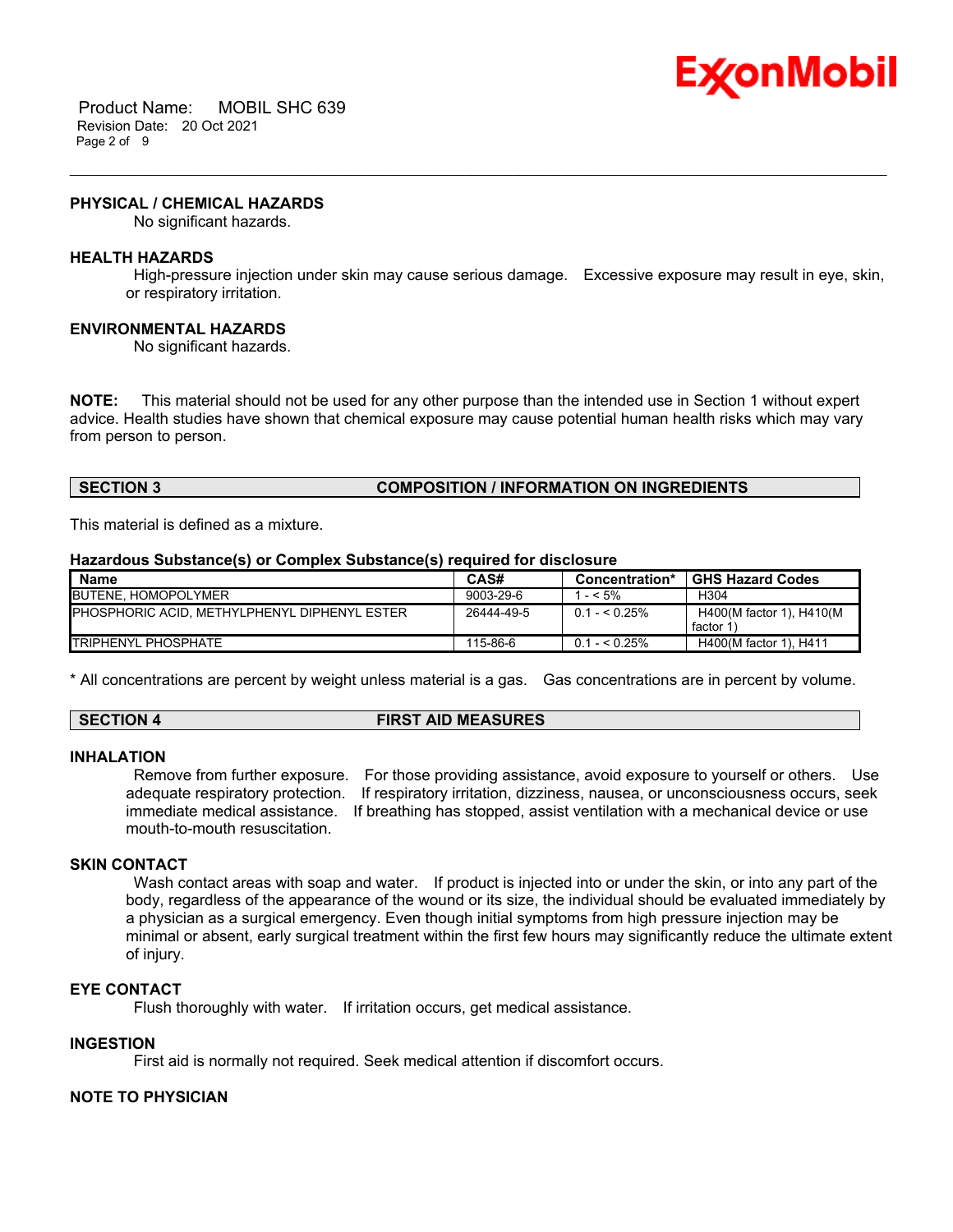### PHYSICAL / CHEMICAL HAZARDS

No significant hazards.

### HEALTH HAZARDS

High-pressure injection under skin may cause serious damage. Excessive exposure may result in eye, skin, or respiratory irritation.

### ENVIRONMENTAL HAZARDS

No significant hazards.

**NOTE:** This material should not be used for any other purpose than the intended use in Section 1 without expert advice. Health studies have shown that chemical exposure may cause potential human health risks which may vary from person to person.

## SECTION 3 COMPOSITION / INFORMATION ON INGREDIENTS

This material is defined as a mixture.

**Hazardous Substance(s) or Complex Substance(s) required for disclosure**

| Name | CAS# | Concentration* | GHS Hazard Codes |
|---|---|---|---|
| BUTENE, HOMOPOLYMER | 9003-29-6 | 1 - < 5% | H304 |
| PHOSPHORIC ACID, METHYLPHENYL DIPHENYL ESTER | 26444-49-5 | 0.1 - < 0.25% | H400(M factor 1), H410(M factor 1) |
| TRIPHENYL PHOSPHATE | 115-86-6 | 0.1 - < 0.25% | H400(M factor 1), H411 |

\* All concentrations are percent by weight unless material is a gas. Gas concentrations are in percent by volume.

## SECTION 4 FIRST AID MEASURES

### INHALATION

Remove from further exposure. For those providing assistance, avoid exposure to yourself or others. Use adequate respiratory protection. If respiratory irritation, dizziness, nausea, or unconsciousness occurs, seek immediate medical assistance. If breathing has stopped, assist ventilation with a mechanical device or use mouth-to-mouth resuscitation.

### SKIN CONTACT

Wash contact areas with soap and water. If product is injected into or under the skin, or into any part of the body, regardless of the appearance of the wound or its size, the individual should be evaluated immediately by a physician as a surgical emergency. Even though initial symptoms from high pressure injection may be minimal or absent, early surgical treatment within the first few hours may significantly reduce the ultimate extent of injury.

### EYE CONTACT

Flush thoroughly with water. If irritation occurs, get medical assistance.

### INGESTION

First aid is normally not required. Seek medical attention if discomfort occurs.

### NOTE TO PHYSICIAN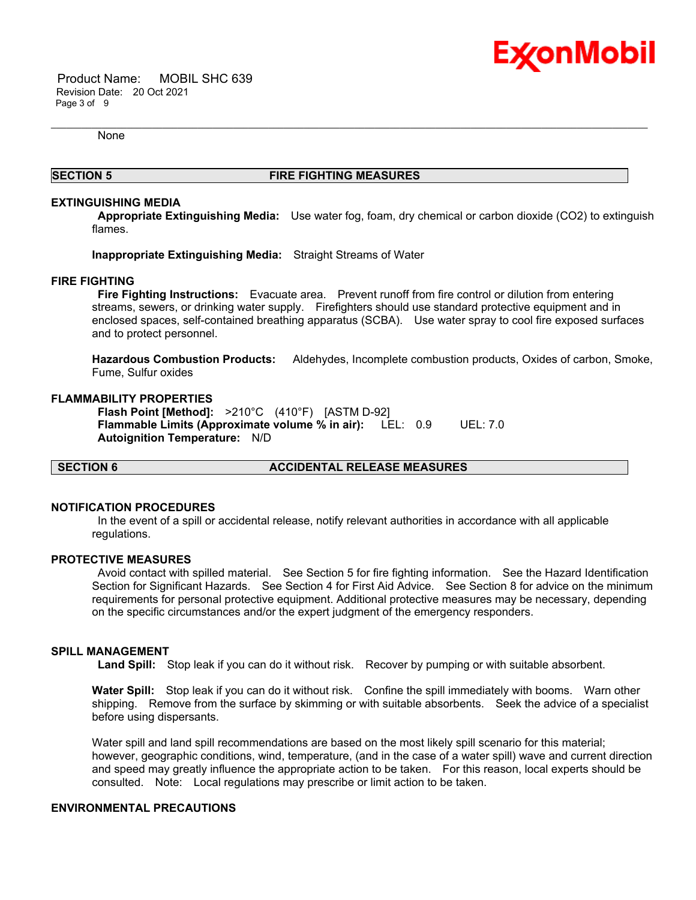None

## SECTION 5 FIRE FIGHTING MEASURES

### EXTINGUISHING MEDIA

**Appropriate Extinguishing Media:** Use water fog, foam, dry chemical or carbon dioxide ($CO_2$) to extinguish flames.

**Inappropriate Extinguishing Media:** Straight Streams of Water

### FIRE FIGHTING

**Fire Fighting Instructions:** Evacuate area. Prevent runoff from fire control or dilution from entering streams, sewers, or drinking water supply. Firefighters should use standard protective equipment and in enclosed spaces, self-contained breathing apparatus (SCBA). Use water spray to cool fire exposed surfaces and to protect personnel.

**Hazardous Combustion Products:** Aldehydes, Incomplete combustion products, Oxides of carbon, Smoke, Fume, Sulfur oxides

### FLAMMABILITY PROPERTIES

**Flash Point [Method]:** >210°C (410°F) [ASTM D-92]
**Flammable Limits (Approximate volume % in air):** LEL: 0.9 UEL: 7.0
**Autoignition Temperature:** N/D

## SECTION 6 ACCIDENTAL RELEASE MEASURES

### NOTIFICATION PROCEDURES

In the event of a spill or accidental release, notify relevant authorities in accordance with all applicable regulations.

### PROTECTIVE MEASURES

Avoid contact with spilled material. See Section 5 for fire fighting information. See the Hazard Identification Section for Significant Hazards. See Section 4 for First Aid Advice. See Section 8 for advice on the minimum requirements for personal protective equipment. Additional protective measures may be necessary, depending on the specific circumstances and/or the expert judgment of the emergency responders.

### SPILL MANAGEMENT

**Land Spill:** Stop leak if you can do it without risk. Recover by pumping or with suitable absorbent.

**Water Spill:** Stop leak if you can do it without risk. Confine the spill immediately with booms. Warn other shipping. Remove from the surface by skimming or with suitable absorbents. Seek the advice of a specialist before using dispersants.

Water spill and land spill recommendations are based on the most likely spill scenario for this material; however, geographic conditions, wind, temperature, (and in the case of a water spill) wave and current direction and speed may greatly influence the appropriate action to be taken. For this reason, local experts should be consulted. Note: Local regulations may prescribe or limit action to be taken.

### ENVIRONMENTAL PRECAUTIONS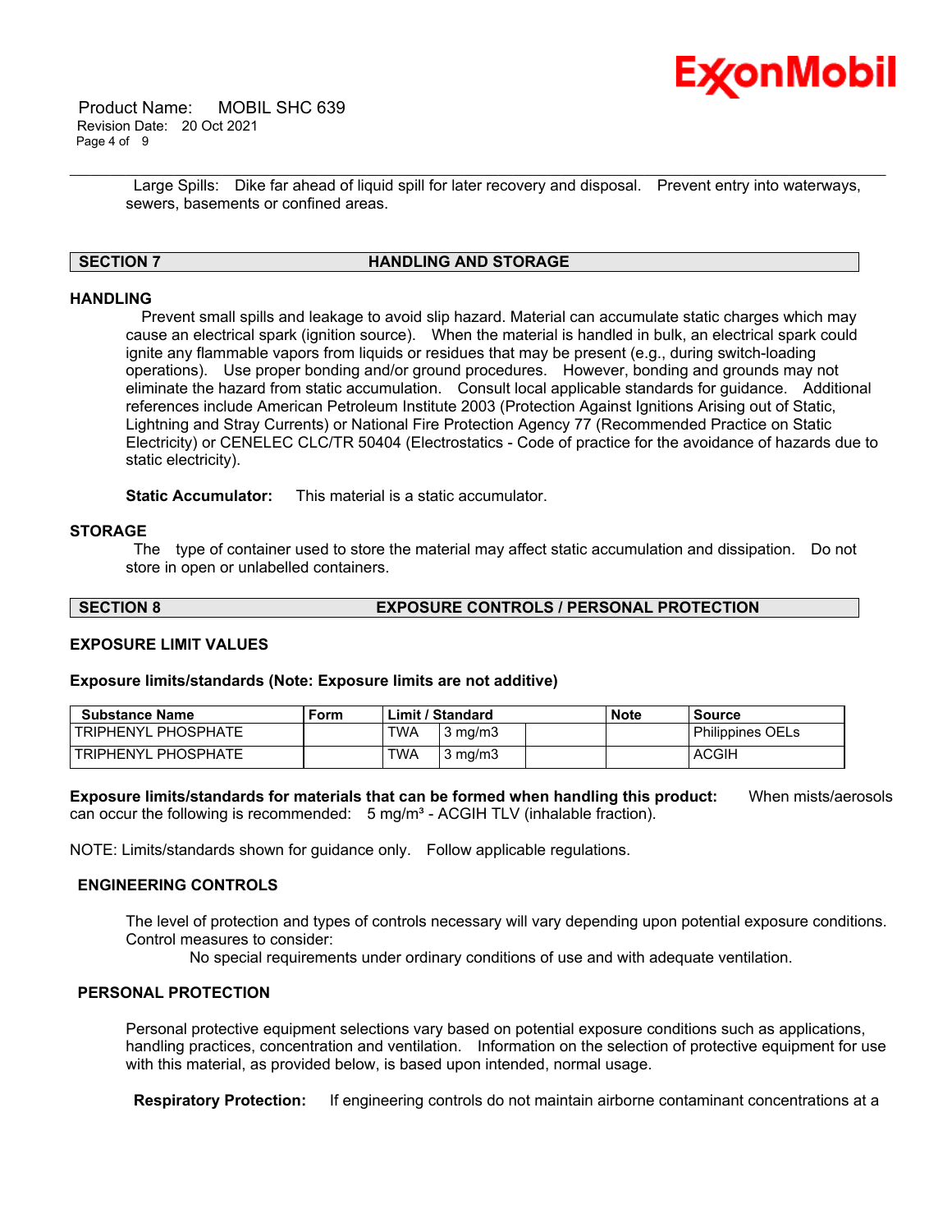Large Spills: Dike far ahead of liquid spill for later recovery and disposal. Prevent entry into waterways, sewers, basements or confined areas.

## SECTION 7 HANDLING AND STORAGE

### HANDLING

Prevent small spills and leakage to avoid slip hazard. Material can accumulate static charges which may cause an electrical spark (ignition source). When the material is handled in bulk, an electrical spark could ignite any flammable vapors from liquids or residues that may be present (e.g., during switch-loading operations). Use proper bonding and/or ground procedures. However, bonding and grounds may not eliminate the hazard from static accumulation. Consult local applicable standards for guidance. Additional references include American Petroleum Institute 2003 (Protection Against Ignitions Arising out of Static, Lightning and Stray Currents) or National Fire Protection Agency 77 (Recommended Practice on Static Electricity) or CENELEC CLC/TR 50404 (Electrostatics - Code of practice for the avoidance of hazards due to static electricity).

**Static Accumulator:** This material is a static accumulator.

### STORAGE

The type of container used to store the material may affect static accumulation and dissipation. Do not store in open or unlabelled containers.

## SECTION 8 EXPOSURE CONTROLS / PERSONAL PROTECTION

### EXPOSURE LIMIT VALUES

**Exposure limits/standards (Note: Exposure limits are not additive)**

| Substance Name | Form | Limit / Standard | | | Note | Source |
|---|---|---|---|---|---|---|
| TRIPHENYL PHOSPHATE | | TWA | 3 mg/m3 | | | Philippines OELs |
| TRIPHENYL PHOSPHATE | | TWA | 3 mg/m3 | | | ACGIH |

**Exposure limits/standards for materials that can be formed when handling this product:** When mists/aerosols can occur the following is recommended: 5 mg/m³ - ACGIH TLV (inhalable fraction).

NOTE: Limits/standards shown for guidance only. Follow applicable regulations.

### ENGINEERING CONTROLS

The level of protection and types of controls necessary will vary depending upon potential exposure conditions. Control measures to consider:

No special requirements under ordinary conditions of use and with adequate ventilation.

### PERSONAL PROTECTION

Personal protective equipment selections vary based on potential exposure conditions such as applications, handling practices, concentration and ventilation. Information on the selection of protective equipment for use with this material, as provided below, is based upon intended, normal usage.

**Respiratory Protection:** If engineering controls do not maintain airborne contaminant concentrations at a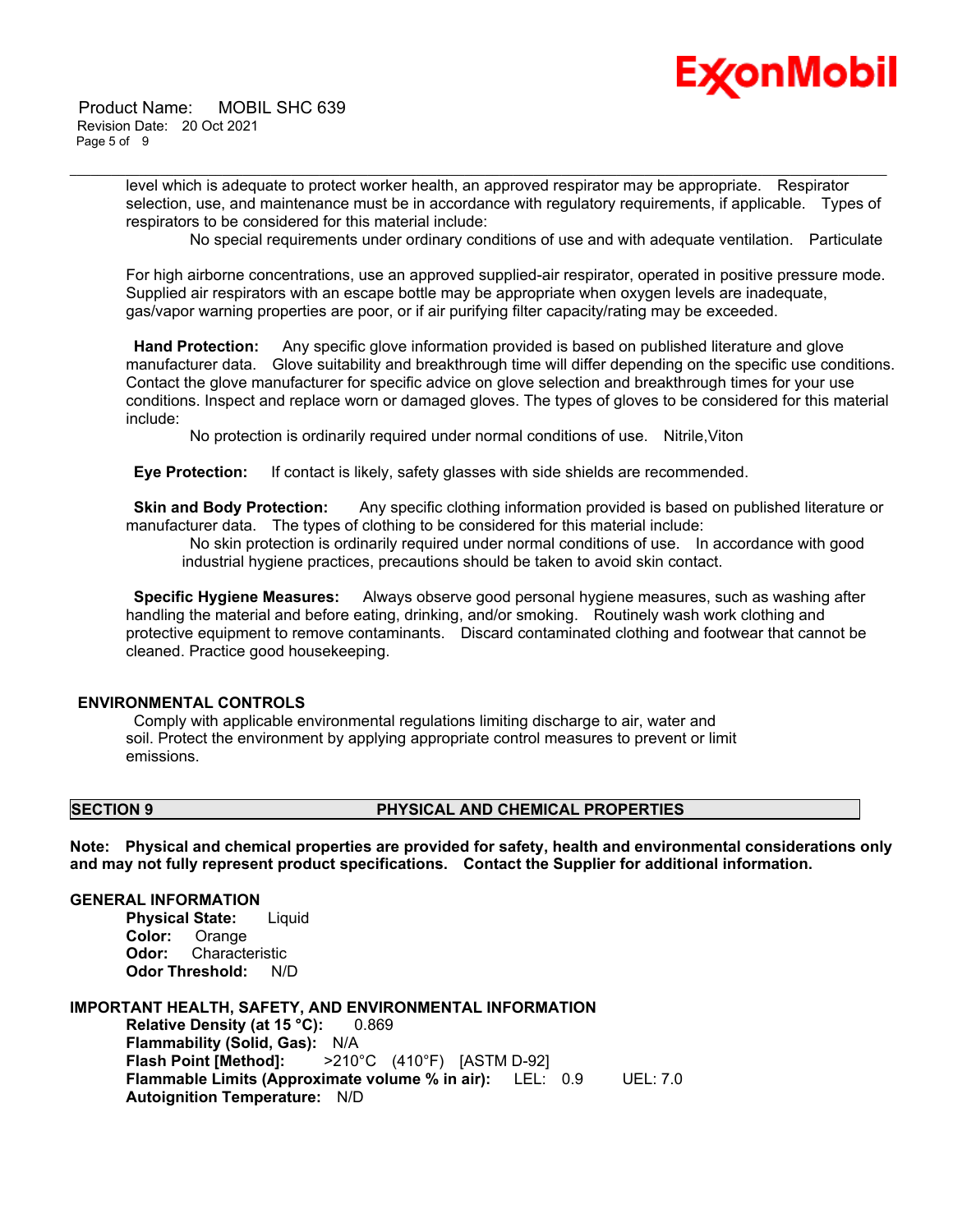level which is adequate to protect worker health, an approved respirator may be appropriate. Respirator selection, use, and maintenance must be in accordance with regulatory requirements, if applicable. Types of respirators to be considered for this material include:

No special requirements under ordinary conditions of use and with adequate ventilation. Particulate

For high airborne concentrations, use an approved supplied-air respirator, operated in positive pressure mode. Supplied air respirators with an escape bottle may be appropriate when oxygen levels are inadequate, gas/vapor warning properties are poor, or if air purifying filter capacity/rating may be exceeded.

**Hand Protection:** Any specific glove information provided is based on published literature and glove manufacturer data. Glove suitability and breakthrough time will differ depending on the specific use conditions. Contact the glove manufacturer for specific advice on glove selection and breakthrough times for your use conditions. Inspect and replace worn or damaged gloves. The types of gloves to be considered for this material include:

No protection is ordinarily required under normal conditions of use. Nitrile,Viton

**Eye Protection:** If contact is likely, safety glasses with side shields are recommended.

**Skin and Body Protection:** Any specific clothing information provided is based on published literature or manufacturer data. The types of clothing to be considered for this material include:

No skin protection is ordinarily required under normal conditions of use. In accordance with good industrial hygiene practices, precautions should be taken to avoid skin contact.

**Specific Hygiene Measures:** Always observe good personal hygiene measures, such as washing after handling the material and before eating, drinking, and/or smoking. Routinely wash work clothing and protective equipment to remove contaminants. Discard contaminated clothing and footwear that cannot be cleaned. Practice good housekeeping.

## ENVIRONMENTAL CONTROLS

Comply with applicable environmental regulations limiting discharge to air, water and soil. Protect the environment by applying appropriate control measures to prevent or limit emissions.

## SECTION 9 PHYSICAL AND CHEMICAL PROPERTIES

**Note: Physical and chemical properties are provided for safety, health and environmental considerations only and may not fully represent product specifications. Contact the Supplier for additional information.**

### GENERAL INFORMATION

**Physical State:** Liquid
**Color:** Orange
**Odor:** Characteristic
**Odor Threshold:** N/D

### IMPORTANT HEALTH, SAFETY, AND ENVIRONMENTAL INFORMATION

**Relative Density (at 15 °C):** 0.869
**Flammability (Solid, Gas):** N/A
**Flash Point [Method]:** >210°C (410°F) [ASTM D-92]
**Flammable Limits (Approximate volume % in air):** LEL: 0.9 UEL: 7.0
**Autoignition Temperature:** N/D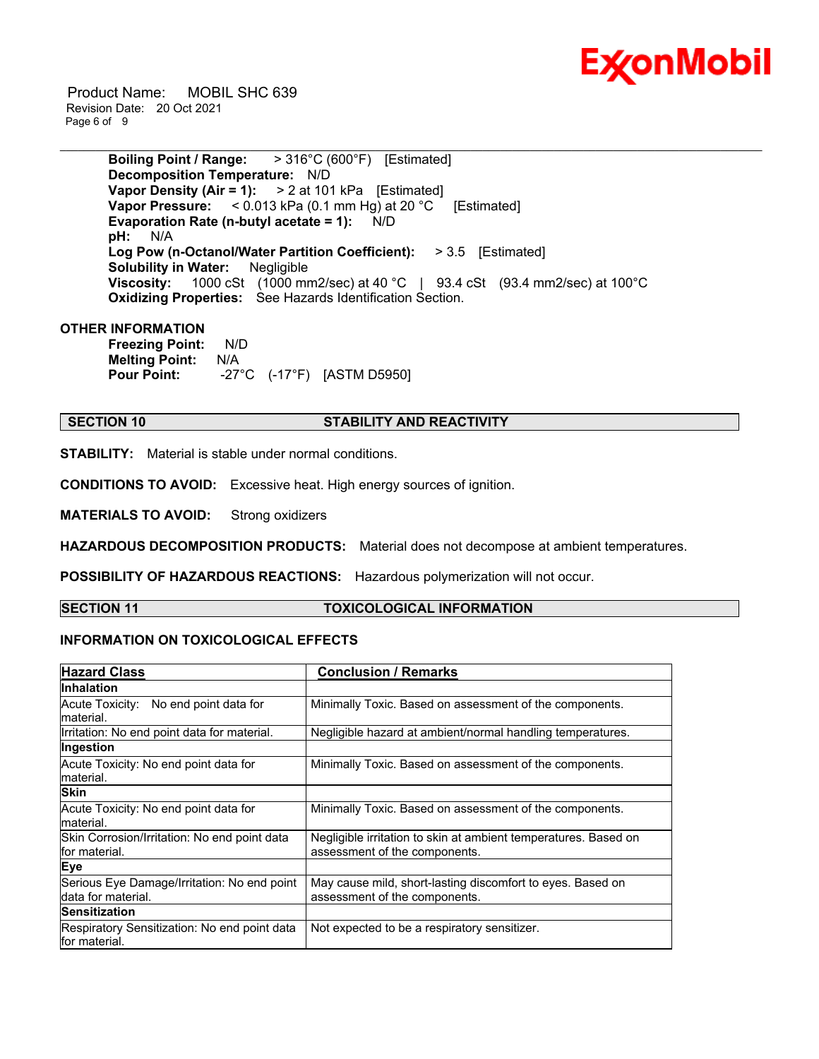**Boiling Point / Range:** > 316°C (600°F) [Estimated]
**Decomposition Temperature:** N/D
**Vapor Density (Air = 1):** > 2 at 101 kPa [Estimated]
**Vapor Pressure:** < 0.013 kPa (0.1 mm Hg) at 20 °C [Estimated]
**Evaporation Rate (n-butyl acetate = 1):** N/D
**pH:** N/A
**Log Pow (n-Octanol/Water Partition Coefficient):** > 3.5 [Estimated]
**Solubility in Water:** Negligible
**Viscosity:** 1000 cSt (1000 mm2/sec) at 40 °C | 93.4 cSt (93.4 mm2/sec) at 100°C
**Oxidizing Properties:** See Hazards Identification Section.

**OTHER INFORMATION**

**Freezing Point:** N/D
**Melting Point:** N/A
**Pour Point:** -27°C (-17°F) [ASTM D5950]

## SECTION 10 STABILITY AND REACTIVITY

**STABILITY:** Material is stable under normal conditions.

**CONDITIONS TO AVOID:** Excessive heat. High energy sources of ignition.

**MATERIALS TO AVOID:** Strong oxidizers

**HAZARDOUS DECOMPOSITION PRODUCTS:** Material does not decompose at ambient temperatures.

**POSSIBILITY OF HAZARDOUS REACTIONS:** Hazardous polymerization will not occur.

## SECTION 11 TOXICOLOGICAL INFORMATION

### INFORMATION ON TOXICOLOGICAL EFFECTS

| Hazard Class | Conclusion / Remarks |
|---|---|
| **Inhalation** | |
| Acute Toxicity: No end point data for material. | Minimally Toxic. Based on assessment of the components. |
| Irritation: No end point data for material. | Negligible hazard at ambient/normal handling temperatures. |
| **Ingestion** | |
| Acute Toxicity: No end point data for material. | Minimally Toxic. Based on assessment of the components. |
| **Skin** | |
| Acute Toxicity: No end point data for material. | Minimally Toxic. Based on assessment of the components. |
| Skin Corrosion/Irritation: No end point data for material. | Negligible irritation to skin at ambient temperatures. Based on assessment of the components. |
| **Eye** | |
| Serious Eye Damage/Irritation: No end point data for material. | May cause mild, short-lasting discomfort to eyes. Based on assessment of the components. |
| **Sensitization** | |
| Respiratory Sensitization: No end point data for material. | Not expected to be a respiratory sensitizer. |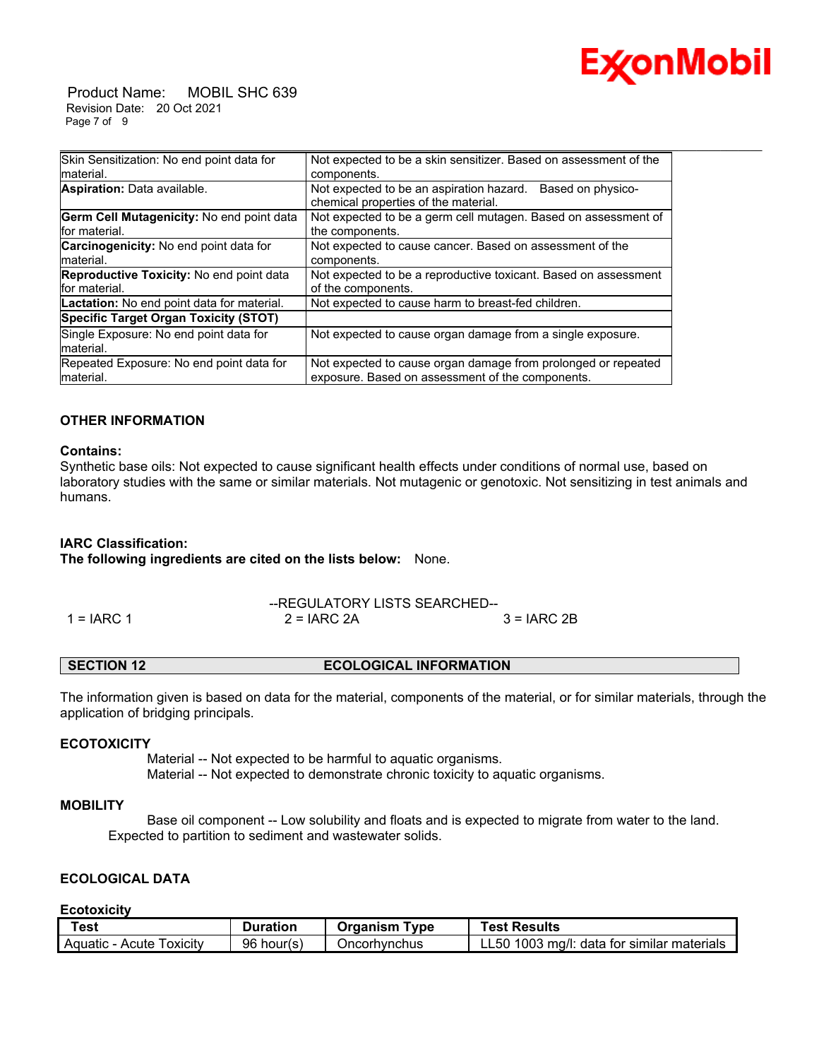| | |
|---|---|
| Skin Sensitization: No end point data for material. | Not expected to be a skin sensitizer. Based on assessment of the components. |
| **Aspiration:** Data available. | Not expected to be an aspiration hazard. Based on physico-chemical properties of the material. |
| **Germ Cell Mutagenicity:** No end point data for material. | Not expected to be a germ cell mutagen. Based on assessment of the components. |
| **Carcinogenicity:** No end point data for material. | Not expected to cause cancer. Based on assessment of the components. |
| **Reproductive Toxicity:** No end point data for material. | Not expected to be a reproductive toxicant. Based on assessment of the components. |
| **Lactation:** No end point data for material. | Not expected to cause harm to breast-fed children. |
| **Specific Target Organ Toxicity (STOT)** | |
| Single Exposure: No end point data for material. | Not expected to cause organ damage from a single exposure. |
| Repeated Exposure: No end point data for material. | Not expected to cause organ damage from prolonged or repeated exposure. Based on assessment of the components. |

### OTHER INFORMATION

**Contains:**
Synthetic base oils: Not expected to cause significant health effects under conditions of normal use, based on laboratory studies with the same or similar materials. Not mutagenic or genotoxic. Not sensitizing in test animals and humans.

**IARC Classification:**
**The following ingredients are cited on the lists below:** None.

--REGULATORY LISTS SEARCHED--

1 = IARC 1 | 2 = IARC 2A | 3 = IARC 2B

## SECTION 12 ECOLOGICAL INFORMATION

The information given is based on data for the material, components of the material, or for similar materials, through the application of bridging principals.

### ECOTOXICITY

Material -- Not expected to be harmful to aquatic organisms.
Material -- Not expected to demonstrate chronic toxicity to aquatic organisms.

### MOBILITY

Base oil component -- Low solubility and floats and is expected to migrate from water to the land. Expected to partition to sediment and wastewater solids.

### ECOLOGICAL DATA

**Ecotoxicity**

| Test | Duration | Organism Type | Test Results |
|---|---|---|---|
| Aquatic - Acute Toxicity | 96 hour(s) | Oncorhynchus | LL50 1003 mg/l: data for similar materials |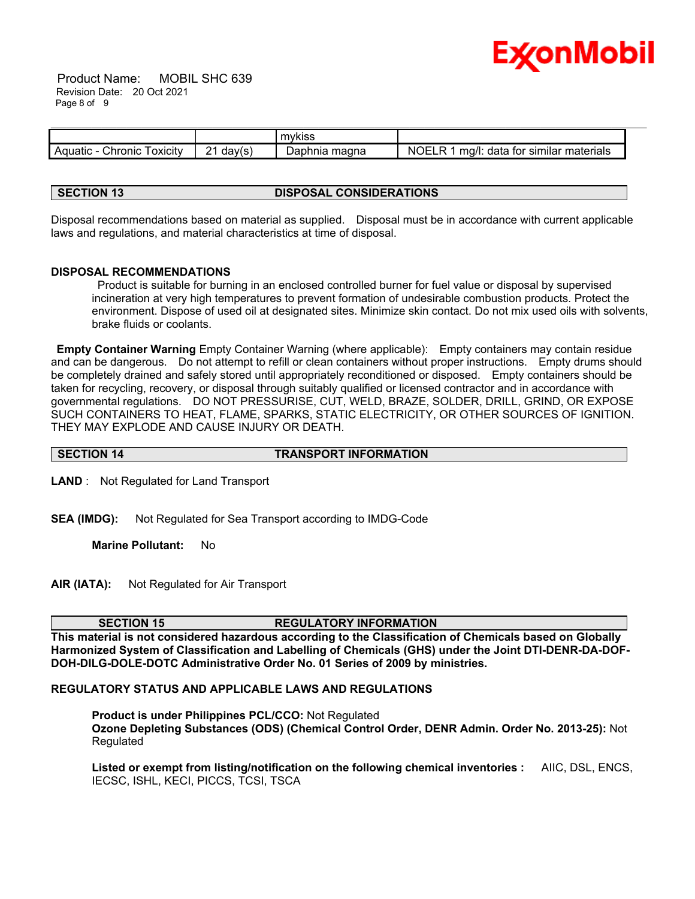| | | mykiss | |
|---|---|---|---|
| Aquatic - Chronic Toxicity | 21 day(s) | Daphnia magna | NOELR 1 mg/l: data for similar materials |

## SECTION 13 DISPOSAL CONSIDERATIONS

Disposal recommendations based on material as supplied. Disposal must be in accordance with current applicable laws and regulations, and material characteristics at time of disposal.

**DISPOSAL RECOMMENDATIONS**

Product is suitable for burning in an enclosed controlled burner for fuel value or disposal by supervised incineration at very high temperatures to prevent formation of undesirable combustion products. Protect the environment. Dispose of used oil at designated sites. Minimize skin contact. Do not mix used oils with solvents, brake fluids or coolants.

**Empty Container Warning** Empty Container Warning (where applicable): Empty containers may contain residue and can be dangerous. Do not attempt to refill or clean containers without proper instructions. Empty drums should be completely drained and safely stored until appropriately reconditioned or disposed. Empty containers should be taken for recycling, recovery, or disposal through suitably qualified or licensed contractor and in accordance with governmental regulations. DO NOT PRESSURISE, CUT, WELD, BRAZE, SOLDER, DRILL, GRIND, OR EXPOSE SUCH CONTAINERS TO HEAT, FLAME, SPARKS, STATIC ELECTRICITY, OR OTHER SOURCES OF IGNITION. THEY MAY EXPLODE AND CAUSE INJURY OR DEATH.

## SECTION 14 TRANSPORT INFORMATION

**LAND** : Not Regulated for Land Transport

**SEA (IMDG):** Not Regulated for Sea Transport according to IMDG-Code

**Marine Pollutant:** No

**AIR (IATA):** Not Regulated for Air Transport

## SECTION 15 REGULATORY INFORMATION

**This material is not considered hazardous according to the Classification of Chemicals based on Globally Harmonized System of Classification and Labelling of Chemicals (GHS) under the Joint DTI-DENR-DA-DOF-DOH-DILG-DOLE-DOTC Administrative Order No. 01 Series of 2009 by ministries.**

**REGULATORY STATUS AND APPLICABLE LAWS AND REGULATIONS**

**Product is under Philippines PCL/CCO:** Not Regulated
**Ozone Depleting Substances (ODS) (Chemical Control Order, DENR Admin. Order No. 2013-25):** Not Regulated

**Listed or exempt from listing/notification on the following chemical inventories :** AIIC, DSL, ENCS, IECSC, ISHL, KECI, PICCS, TCSI, TSCA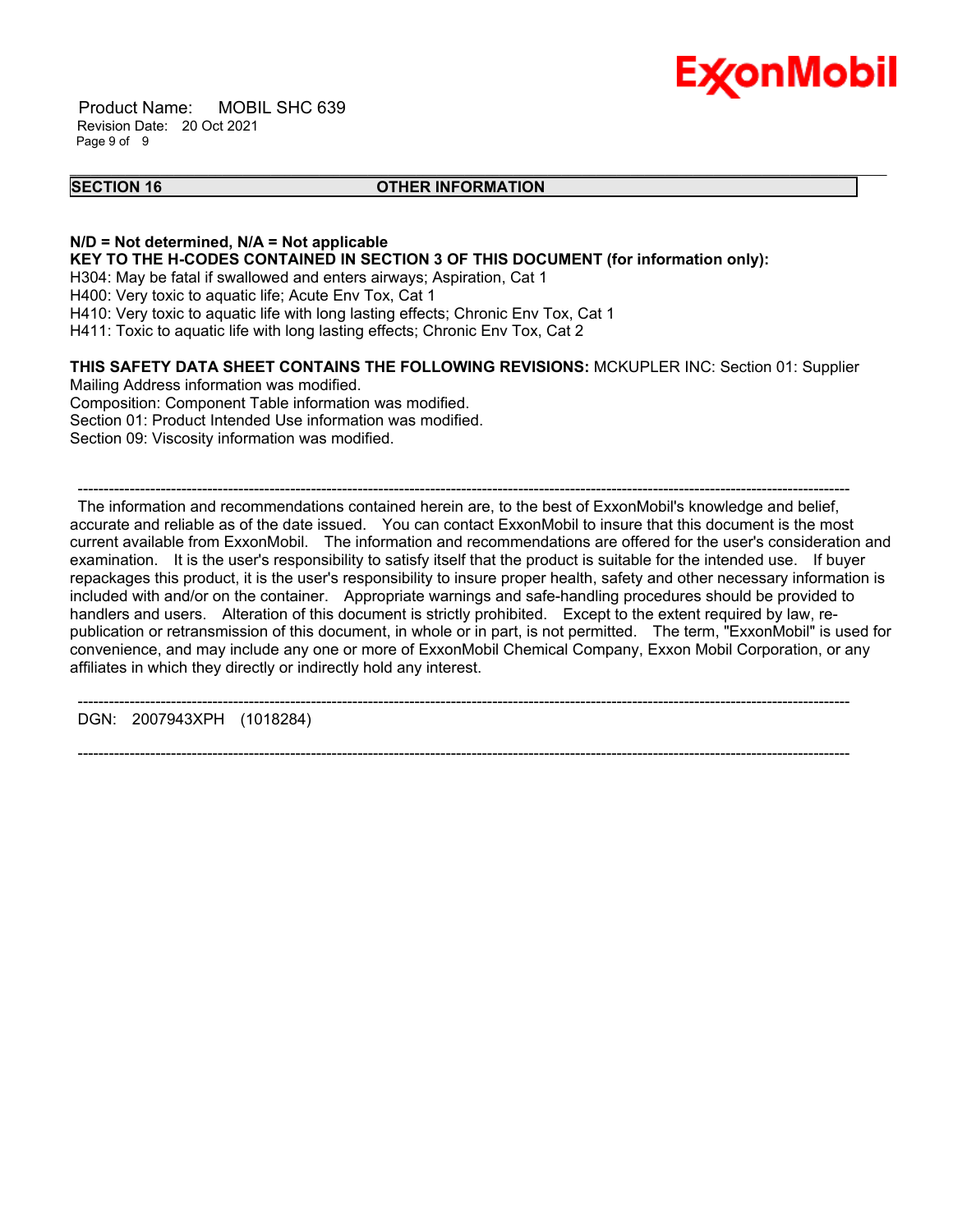## SECTION 16 OTHER INFORMATION

**N/D = Not determined, N/A = Not applicable**

**KEY TO THE H-CODES CONTAINED IN SECTION 3 OF THIS DOCUMENT (for information only):**

H304: May be fatal if swallowed and enters airways; Aspiration, Cat 1

H400: Very toxic to aquatic life; Acute Env Tox, Cat 1

H410: Very toxic to aquatic life with long lasting effects; Chronic Env Tox, Cat 1

H411: Toxic to aquatic life with long lasting effects; Chronic Env Tox, Cat 2

**THIS SAFETY DATA SHEET CONTAINS THE FOLLOWING REVISIONS:** MCKUPLER INC: Section 01: Supplier Mailing Address information was modified.

Composition: Component Table information was modified.

Section 01: Product Intended Use information was modified.

Section 09: Viscosity information was modified.

-----------------------------------------------------------------------------------------------------------------------------------------------

The information and recommendations contained herein are, to the best of ExxonMobil's knowledge and belief, accurate and reliable as of the date issued. You can contact ExxonMobil to insure that this document is the most current available from ExxonMobil. The information and recommendations are offered for the user's consideration and examination. It is the user's responsibility to satisfy itself that the product is suitable for the intended use. If buyer repackages this product, it is the user's responsibility to insure proper health, safety and other necessary information is included with and/or on the container. Appropriate warnings and safe-handling procedures should be provided to handlers and users. Alteration of this document is strictly prohibited. Except to the extent required by law, re-publication or retransmission of this document, in whole or in part, is not permitted. The term, "ExxonMobil" is used for convenience, and may include any one or more of ExxonMobil Chemical Company, Exxon Mobil Corporation, or any affiliates in which they directly or indirectly hold any interest.

-----------------------------------------------------------------------------------------------------------------------------------------------

DGN: 2007943XPH (1018284)

-----------------------------------------------------------------------------------------------------------------------------------------------